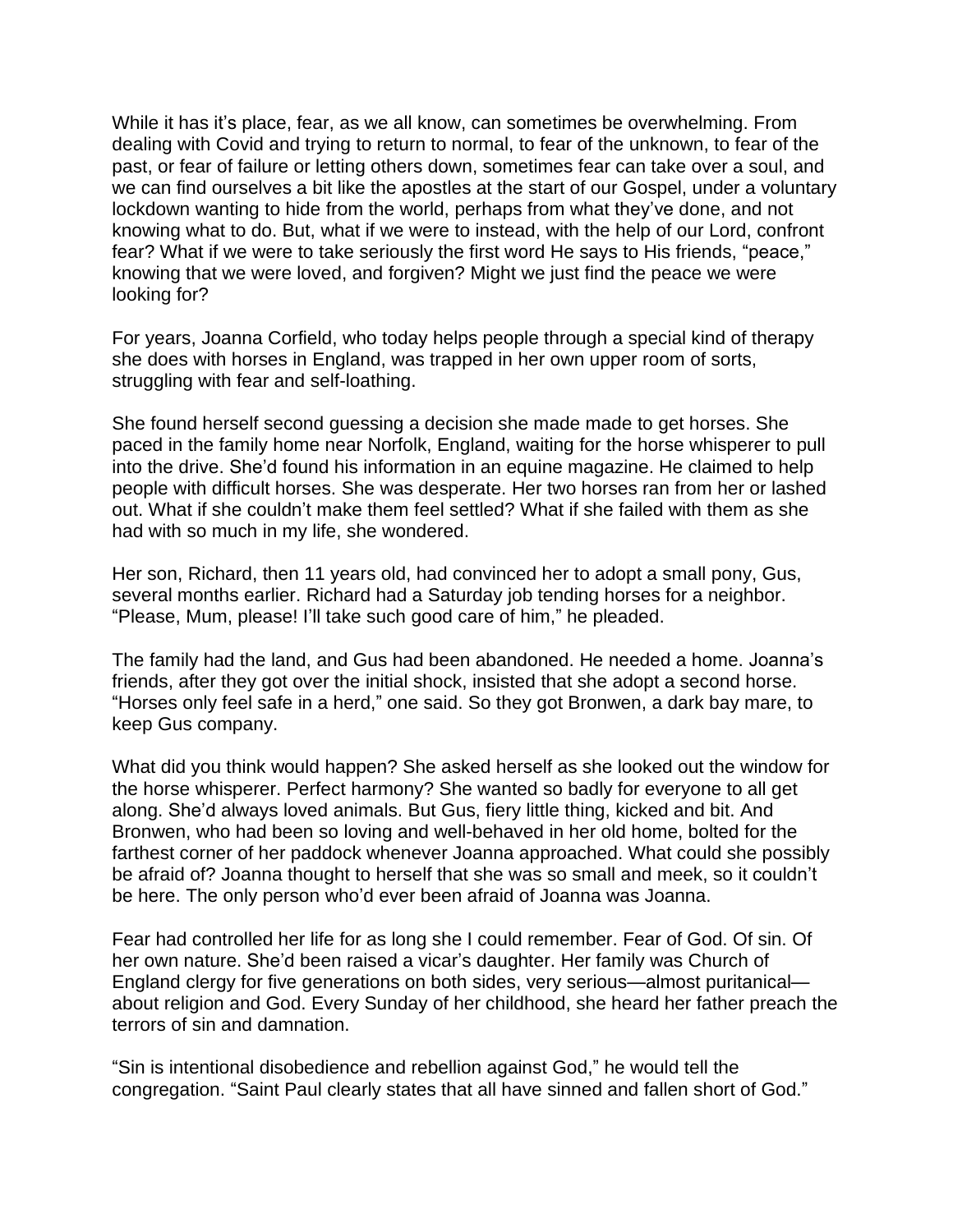While it has it's place, fear, as we all know, can sometimes be overwhelming. From dealing with Covid and trying to return to normal, to fear of the unknown, to fear of the past, or fear of failure or letting others down, sometimes fear can take over a soul, and we can find ourselves a bit like the apostles at the start of our Gospel, under a voluntary lockdown wanting to hide from the world, perhaps from what they've done, and not knowing what to do. But, what if we were to instead, with the help of our Lord, confront fear? What if we were to take seriously the first word He says to His friends, "peace," knowing that we were loved, and forgiven? Might we just find the peace we were looking for?

For years, Joanna Corfield, who today helps people through a special kind of therapy she does with horses in England, was trapped in her own upper room of sorts, struggling with fear and self-loathing.

She found herself second guessing a decision she made made to get horses. She paced in the family home near Norfolk, England, waiting for the horse whisperer to pull into the drive. She'd found his information in an equine magazine. He claimed to help people with difficult horses. She was desperate. Her two horses ran from her or lashed out. What if she couldn't make them feel settled? What if she failed with them as she had with so much in my life, she wondered.

Her son, Richard, then 11 years old, had convinced her to adopt a small pony, Gus, several months earlier. Richard had a Saturday job tending horses for a neighbor. "Please, Mum, please! I'll take such good care of him," he pleaded.

The family had the land, and Gus had been abandoned. He needed a home. Joanna's friends, after they got over the initial shock, insisted that she adopt a second horse. "Horses only feel safe in a herd," one said. So they got Bronwen, a dark bay mare, to keep Gus company.

What did you think would happen? She asked herself as she looked out the window for the horse whisperer. Perfect harmony? She wanted so badly for everyone to all get along. She'd always loved animals. But Gus, fiery little thing, kicked and bit. And Bronwen, who had been so loving and well-behaved in her old home, bolted for the farthest corner of her paddock whenever Joanna approached. What could she possibly be afraid of? Joanna thought to herself that she was so small and meek, so it couldn't be here. The only person who'd ever been afraid of Joanna was Joanna.

Fear had controlled her life for as long she I could remember. Fear of God. Of sin. Of her own nature. She'd been raised a vicar's daughter. Her family was Church of England clergy for five generations on both sides, very serious—almost puritanical—about religion and God. Every Sunday of her childhood, she heard her father preach the terrors of sin and damnation.

"Sin is intentional disobedience and rebellion against God," he would tell the congregation. "Saint Paul clearly states that all have sinned and fallen short of God."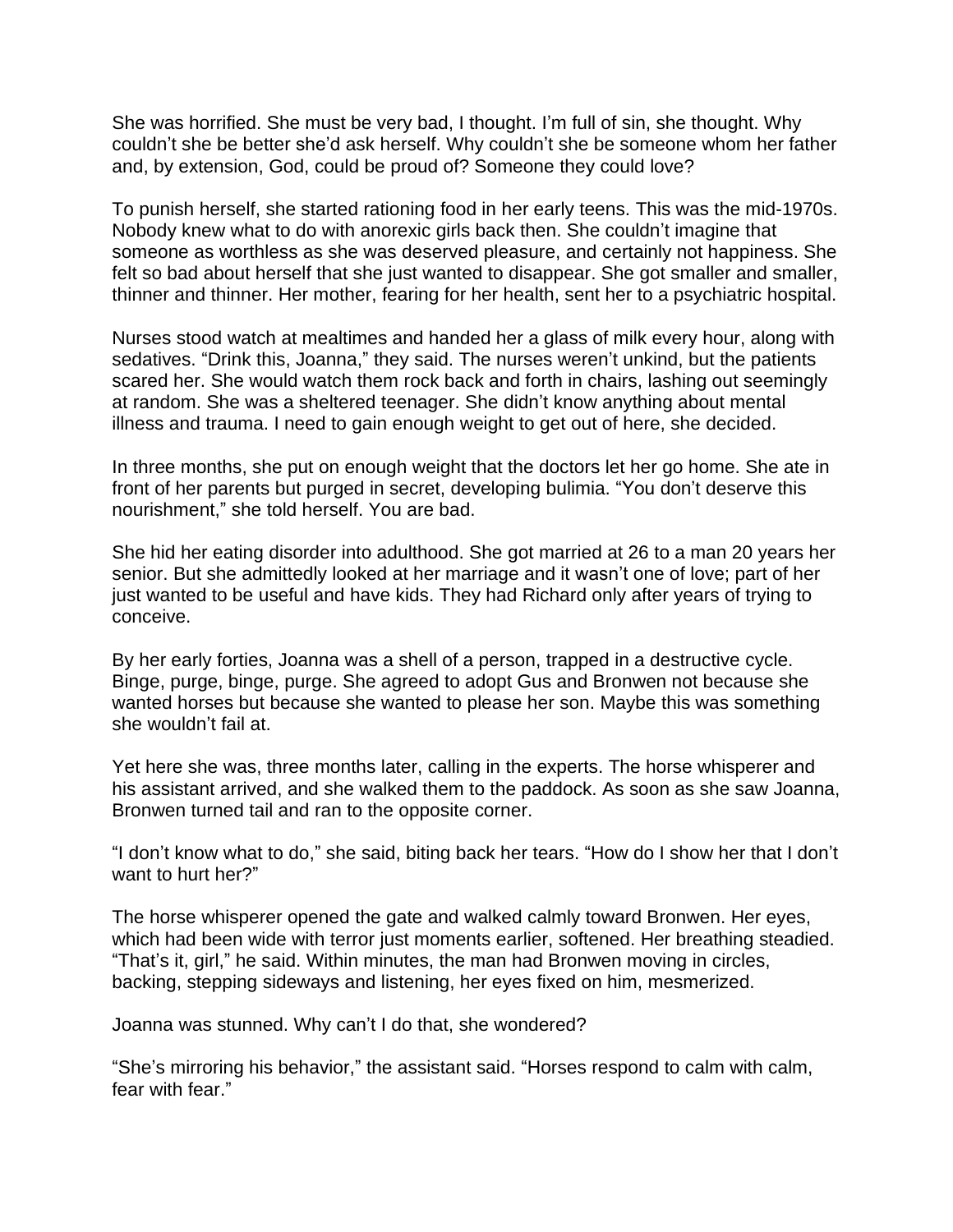She was horrified. She must be very bad, I thought. I'm full of sin, she thought. Why couldn't she be better she'd ask herself. Why couldn't she be someone whom her father and, by extension, God, could be proud of? Someone they could love?

To punish herself, she started rationing food in her early teens. This was the mid-1970s. Nobody knew what to do with anorexic girls back then. She couldn't imagine that someone as worthless as she was deserved pleasure, and certainly not happiness. She felt so bad about herself that she just wanted to disappear. She got smaller and smaller, thinner and thinner. Her mother, fearing for her health, sent her to a psychiatric hospital.

Nurses stood watch at mealtimes and handed her a glass of milk every hour, along with sedatives. "Drink this, Joanna," they said. The nurses weren't unkind, but the patients scared her. She would watch them rock back and forth in chairs, lashing out seemingly at random. She was a sheltered teenager. She didn't know anything about mental illness and trauma. I need to gain enough weight to get out of here, she decided.

In three months, she put on enough weight that the doctors let her go home. She ate in front of her parents but purged in secret, developing bulimia. "You don't deserve this nourishment," she told herself. You are bad.

She hid her eating disorder into adulthood. She got married at 26 to a man 20 years her senior. But she admittedly looked at her marriage and it wasn't one of love; part of her just wanted to be useful and have kids. They had Richard only after years of trying to conceive.

By her early forties, Joanna was a shell of a person, trapped in a destructive cycle. Binge, purge, binge, purge. She agreed to adopt Gus and Bronwen not because she wanted horses but because she wanted to please her son. Maybe this was something she wouldn't fail at.

Yet here she was, three months later, calling in the experts. The horse whisperer and his assistant arrived, and she walked them to the paddock. As soon as she saw Joanna, Bronwen turned tail and ran to the opposite corner.

"I don't know what to do," she said, biting back her tears. "How do I show her that I don't want to hurt her?"

The horse whisperer opened the gate and walked calmly toward Bronwen. Her eyes, which had been wide with terror just moments earlier, softened. Her breathing steadied. "That's it, girl," he said. Within minutes, the man had Bronwen moving in circles, backing, stepping sideways and listening, her eyes fixed on him, mesmerized.

Joanna was stunned. Why can't I do that, she wondered?

"She's mirroring his behavior," the assistant said. "Horses respond to calm with calm, fear with fear."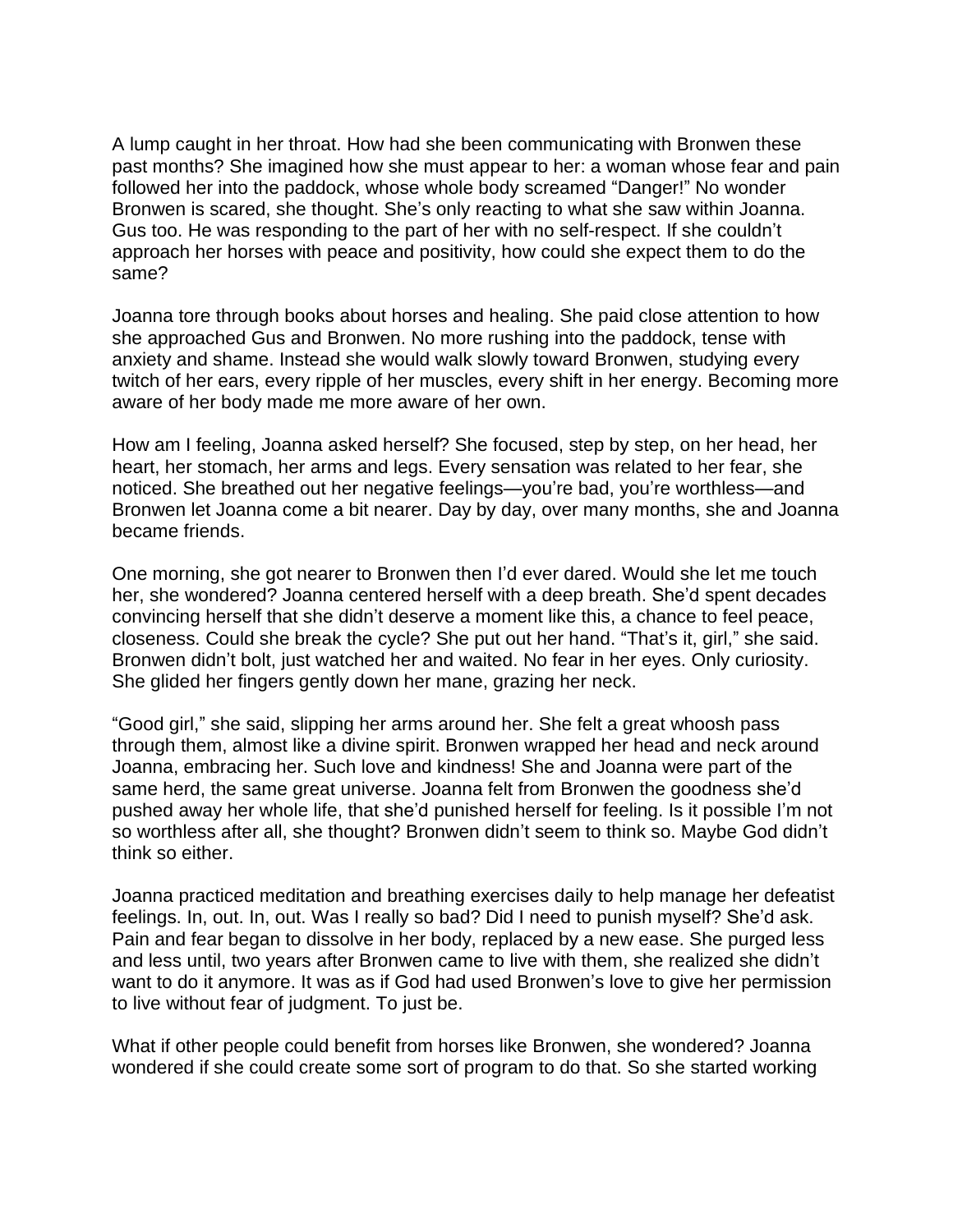A lump caught in her throat. How had she been communicating with Bronwen these past months? She imagined how she must appear to her: a woman whose fear and pain followed her into the paddock, whose whole body screamed "Danger!" No wonder Bronwen is scared, she thought. She's only reacting to what she saw within Joanna. Gus too. He was responding to the part of her with no self-respect. If she couldn't approach her horses with peace and positivity, how could she expect them to do the same?

Joanna tore through books about horses and healing. She paid close attention to how she approached Gus and Bronwen. No more rushing into the paddock, tense with anxiety and shame. Instead she would walk slowly toward Bronwen, studying every twitch of her ears, every ripple of her muscles, every shift in her energy. Becoming more aware of her body made me more aware of her own.

How am I feeling, Joanna asked herself? She focused, step by step, on her head, her heart, her stomach, her arms and legs. Every sensation was related to her fear, she noticed. She breathed out her negative feelings—you're bad, you're worthless—and Bronwen let Joanna come a bit nearer. Day by day, over many months, she and Joanna became friends.

One morning, she got nearer to Bronwen then I'd ever dared. Would she let me touch her, she wondered? Joanna centered herself with a deep breath. She'd spent decades convincing herself that she didn't deserve a moment like this, a chance to feel peace, closeness. Could she break the cycle? She put out her hand. "That's it, girl," she said. Bronwen didn't bolt, just watched her and waited. No fear in her eyes. Only curiosity. She glided her fingers gently down her mane, grazing her neck.

"Good girl," she said, slipping her arms around her. She felt a great whoosh pass through them, almost like a divine spirit. Bronwen wrapped her head and neck around Joanna, embracing her. Such love and kindness! She and Joanna were part of the same herd, the same great universe. Joanna felt from Bronwen the goodness she'd pushed away her whole life, that she'd punished herself for feeling. Is it possible I'm not so worthless after all, she thought? Bronwen didn't seem to think so. Maybe God didn't think so either.

Joanna practiced meditation and breathing exercises daily to help manage her defeatist feelings. In, out. In, out. Was I really so bad? Did I need to punish myself? She'd ask. Pain and fear began to dissolve in her body, replaced by a new ease. She purged less and less until, two years after Bronwen came to live with them, she realized she didn't want to do it anymore. It was as if God had used Bronwen's love to give her permission to live without fear of judgment. To just be.

What if other people could benefit from horses like Bronwen, she wondered? Joanna wondered if she could create some sort of program to do that. So she started working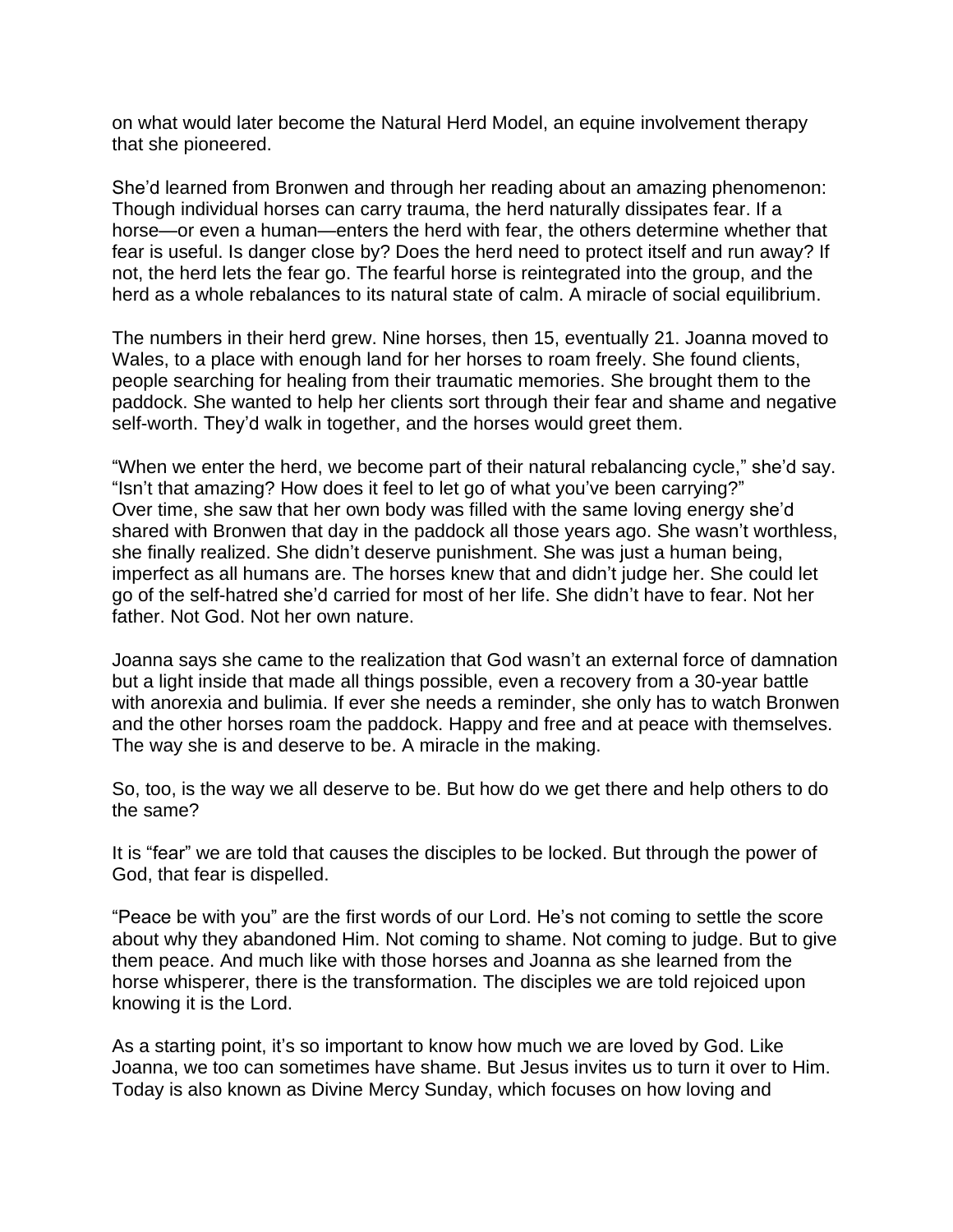on what would later become the Natural Herd Model, an equine involvement therapy that she pioneered.

She'd learned from Bronwen and through her reading about an amazing phenomenon: Though individual horses can carry trauma, the herd naturally dissipates fear. If a horse—or even a human—enters the herd with fear, the others determine whether that fear is useful. Is danger close by? Does the herd need to protect itself and run away? If not, the herd lets the fear go. The fearful horse is reintegrated into the group, and the herd as a whole rebalances to its natural state of calm. A miracle of social equilibrium.

The numbers in their herd grew. Nine horses, then 15, eventually 21. Joanna moved to Wales, to a place with enough land for her horses to roam freely. She found clients, people searching for healing from their traumatic memories. She brought them to the paddock. She wanted to help her clients sort through their fear and shame and negative self-worth. They'd walk in together, and the horses would greet them.

"When we enter the herd, we become part of their natural rebalancing cycle," she'd say. "Isn't that amazing? How does it feel to let go of what you've been carrying?"
Over time, she saw that her own body was filled with the same loving energy she'd shared with Bronwen that day in the paddock all those years ago. She wasn't worthless, she finally realized. She didn't deserve punishment. She was just a human being, imperfect as all humans are. The horses knew that and didn't judge her. She could let go of the self-hatred she'd carried for most of her life. She didn't have to fear. Not her father. Not God. Not her own nature.

Joanna says she came to the realization that God wasn't an external force of damnation but a light inside that made all things possible, even a recovery from a 30-year battle with anorexia and bulimia. If ever she needs a reminder, she only has to watch Bronwen and the other horses roam the paddock. Happy and free and at peace with themselves. The way she is and deserve to be. A miracle in the making.

So, too, is the way we all deserve to be. But how do we get there and help others to do the same?

It is "fear" we are told that causes the disciples to be locked. But through the power of God, that fear is dispelled.

"Peace be with you" are the first words of our Lord. He's not coming to settle the score about why they abandoned Him. Not coming to shame. Not coming to judge. But to give them peace. And much like with those horses and Joanna as she learned from the horse whisperer, there is the transformation. The disciples we are told rejoiced upon knowing it is the Lord.

As a starting point, it's so important to know how much we are loved by God. Like Joanna, we too can sometimes have shame. But Jesus invites us to turn it over to Him. Today is also known as Divine Mercy Sunday, which focuses on how loving and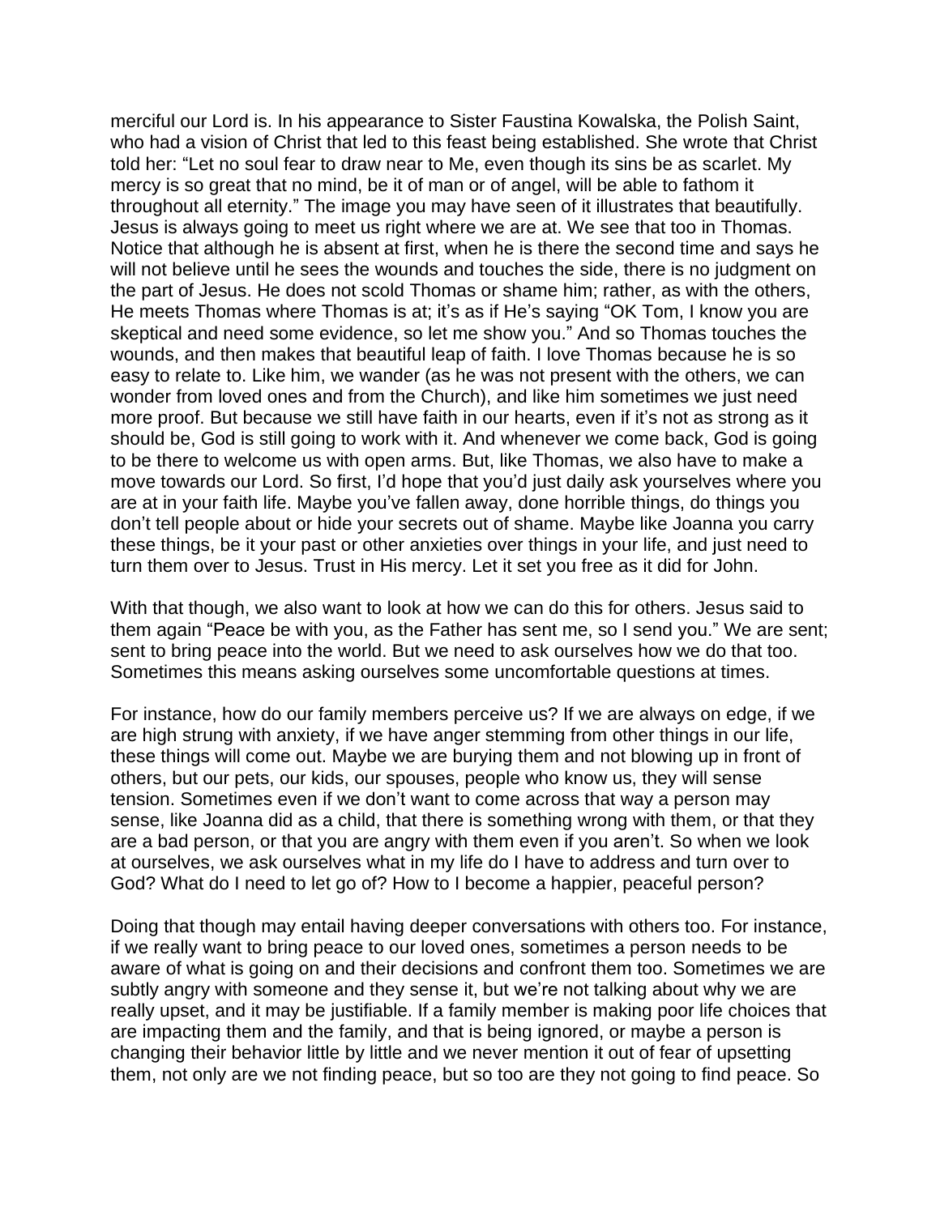merciful our Lord is. In his appearance to Sister Faustina Kowalska, the Polish Saint, who had a vision of Christ that led to this feast being established. She wrote that Christ told her: "Let no soul fear to draw near to Me, even though its sins be as scarlet. My mercy is so great that no mind, be it of man or of angel, will be able to fathom it throughout all eternity." The image you may have seen of it illustrates that beautifully. Jesus is always going to meet us right where we are at. We see that too in Thomas. Notice that although he is absent at first, when he is there the second time and says he will not believe until he sees the wounds and touches the side, there is no judgment on the part of Jesus. He does not scold Thomas or shame him; rather, as with the others, He meets Thomas where Thomas is at; it's as if He's saying "OK Tom, I know you are skeptical and need some evidence, so let me show you." And so Thomas touches the wounds, and then makes that beautiful leap of faith. I love Thomas because he is so easy to relate to. Like him, we wander (as he was not present with the others, we can wonder from loved ones and from the Church), and like him sometimes we just need more proof. But because we still have faith in our hearts, even if it's not as strong as it should be, God is still going to work with it. And whenever we come back, God is going to be there to welcome us with open arms. But, like Thomas, we also have to make a move towards our Lord. So first, I'd hope that you'd just daily ask yourselves where you are at in your faith life. Maybe you've fallen away, done horrible things, do things you don't tell people about or hide your secrets out of shame. Maybe like Joanna you carry these things, be it your past or other anxieties over things in your life, and just need to turn them over to Jesus. Trust in His mercy. Let it set you free as it did for John.

With that though, we also want to look at how we can do this for others. Jesus said to them again "Peace be with you, as the Father has sent me, so I send you." We are sent; sent to bring peace into the world. But we need to ask ourselves how we do that too. Sometimes this means asking ourselves some uncomfortable questions at times.

For instance, how do our family members perceive us? If we are always on edge, if we are high strung with anxiety, if we have anger stemming from other things in our life, these things will come out. Maybe we are burying them and not blowing up in front of others, but our pets, our kids, our spouses, people who know us, they will sense tension. Sometimes even if we don't want to come across that way a person may sense, like Joanna did as a child, that there is something wrong with them, or that they are a bad person, or that you are angry with them even if you aren't. So when we look at ourselves, we ask ourselves what in my life do I have to address and turn over to God? What do I need to let go of? How to I become a happier, peaceful person?

Doing that though may entail having deeper conversations with others too. For instance, if we really want to bring peace to our loved ones, sometimes a person needs to be aware of what is going on and their decisions and confront them too. Sometimes we are subtly angry with someone and they sense it, but we're not talking about why we are really upset, and it may be justifiable. If a family member is making poor life choices that are impacting them and the family, and that is being ignored, or maybe a person is changing their behavior little by little and we never mention it out of fear of upsetting them, not only are we not finding peace, but so too are they not going to find peace. So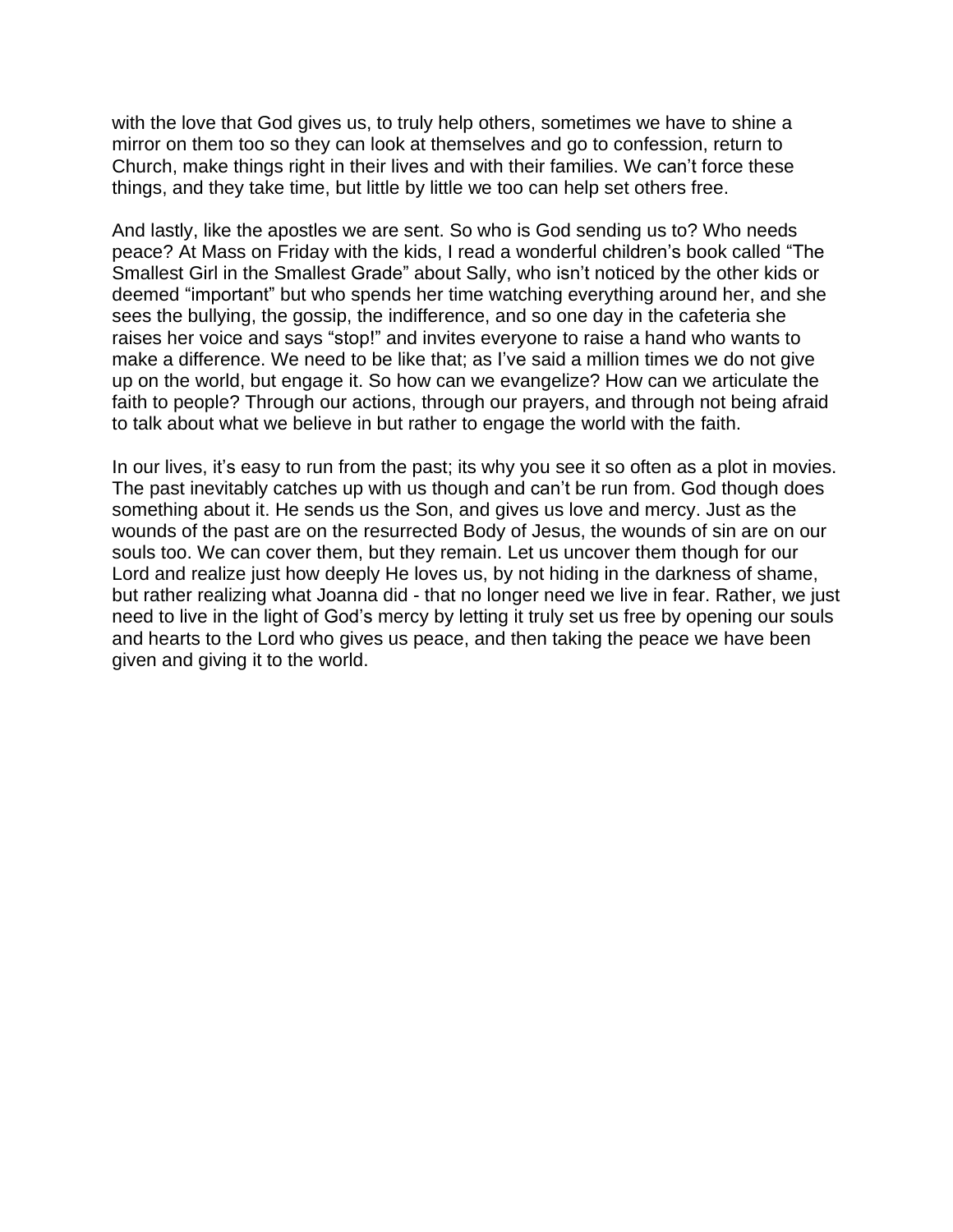with the love that God gives us, to truly help others, sometimes we have to shine a mirror on them too so they can look at themselves and go to confession, return to Church, make things right in their lives and with their families. We can't force these things, and they take time, but little by little we too can help set others free.

And lastly, like the apostles we are sent. So who is God sending us to? Who needs peace? At Mass on Friday with the kids, I read a wonderful children's book called "The Smallest Girl in the Smallest Grade" about Sally, who isn't noticed by the other kids or deemed "important" but who spends her time watching everything around her, and she sees the bullying, the gossip, the indifference, and so one day in the cafeteria she raises her voice and says "stop!" and invites everyone to raise a hand who wants to make a difference. We need to be like that; as I've said a million times we do not give up on the world, but engage it. So how can we evangelize? How can we articulate the faith to people? Through our actions, through our prayers, and through not being afraid to talk about what we believe in but rather to engage the world with the faith.

In our lives, it's easy to run from the past; its why you see it so often as a plot in movies. The past inevitably catches up with us though and can't be run from. God though does something about it. He sends us the Son, and gives us love and mercy. Just as the wounds of the past are on the resurrected Body of Jesus, the wounds of sin are on our souls too. We can cover them, but they remain. Let us uncover them though for our Lord and realize just how deeply He loves us, by not hiding in the darkness of shame, but rather realizing what Joanna did - that no longer need we live in fear. Rather, we just need to live in the light of God's mercy by letting it truly set us free by opening our souls and hearts to the Lord who gives us peace, and then taking the peace we have been given and giving it to the world.